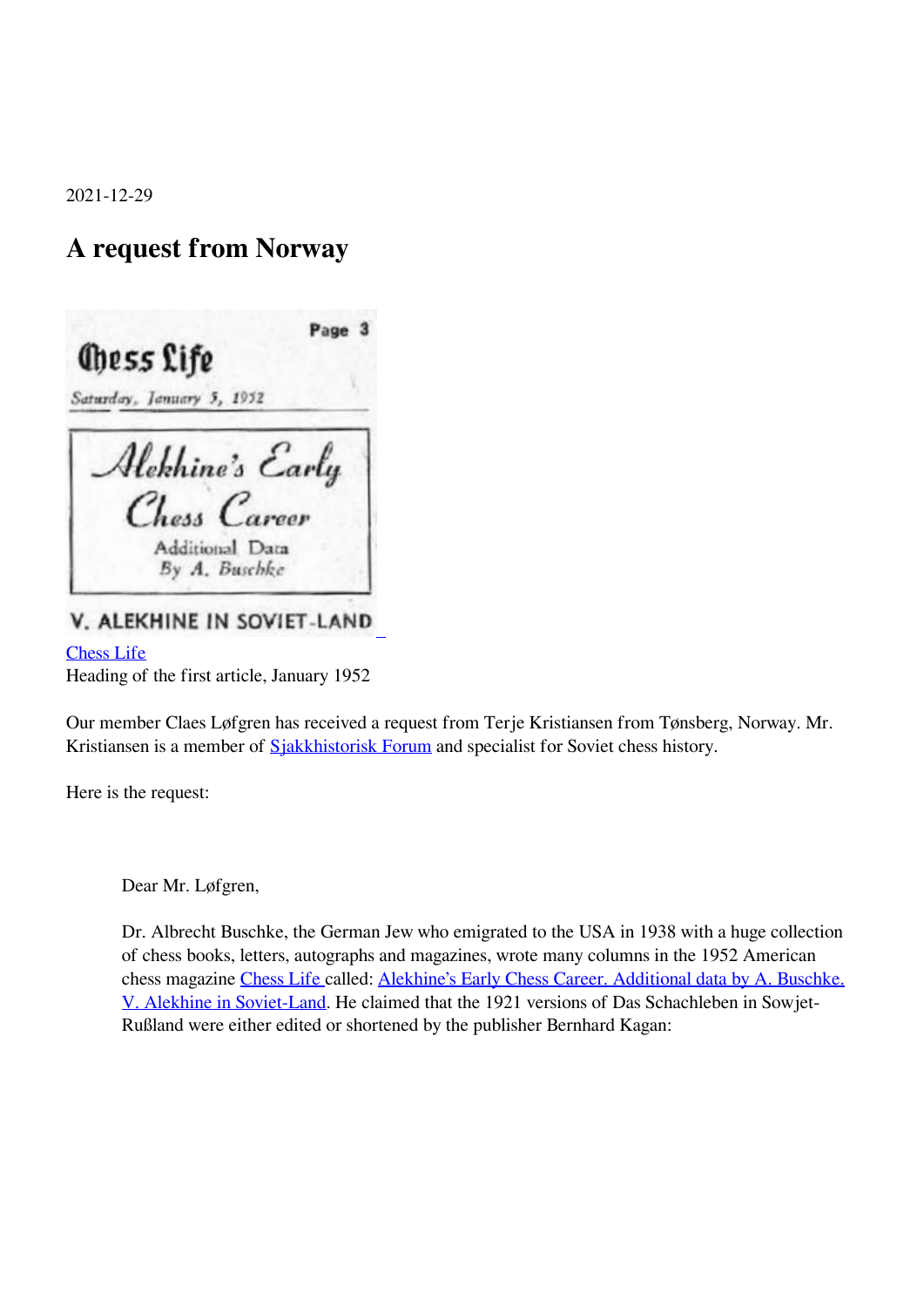2021-12-29

# A request from Norway

Chess Life
Heading of the first article, January 1952

Our member Claes Løfgren has received a request from Terje Kristiansen from Tønsberg, Norway. Mr. Kristiansen is a member of Sjakkhistorisk Forum and specialist for Soviet chess history.

Here is the request:

> Dear Mr. Løfgren,
>
> Dr. Albrecht Buschke, the German Jew who emigrated to the USA in 1938 with a huge collection of chess books, letters, autographs and magazines, wrote many columns in the 1952 American chess magazine Chess Life called: Alekhine's Early Chess Career. Additional data by A. Buschke. V. Alekhine in Soviet-Land. He claimed that the 1921 versions of Das Schachleben in Sowjet-Rußland were either edited or shortened by the publisher Bernhard Kagan: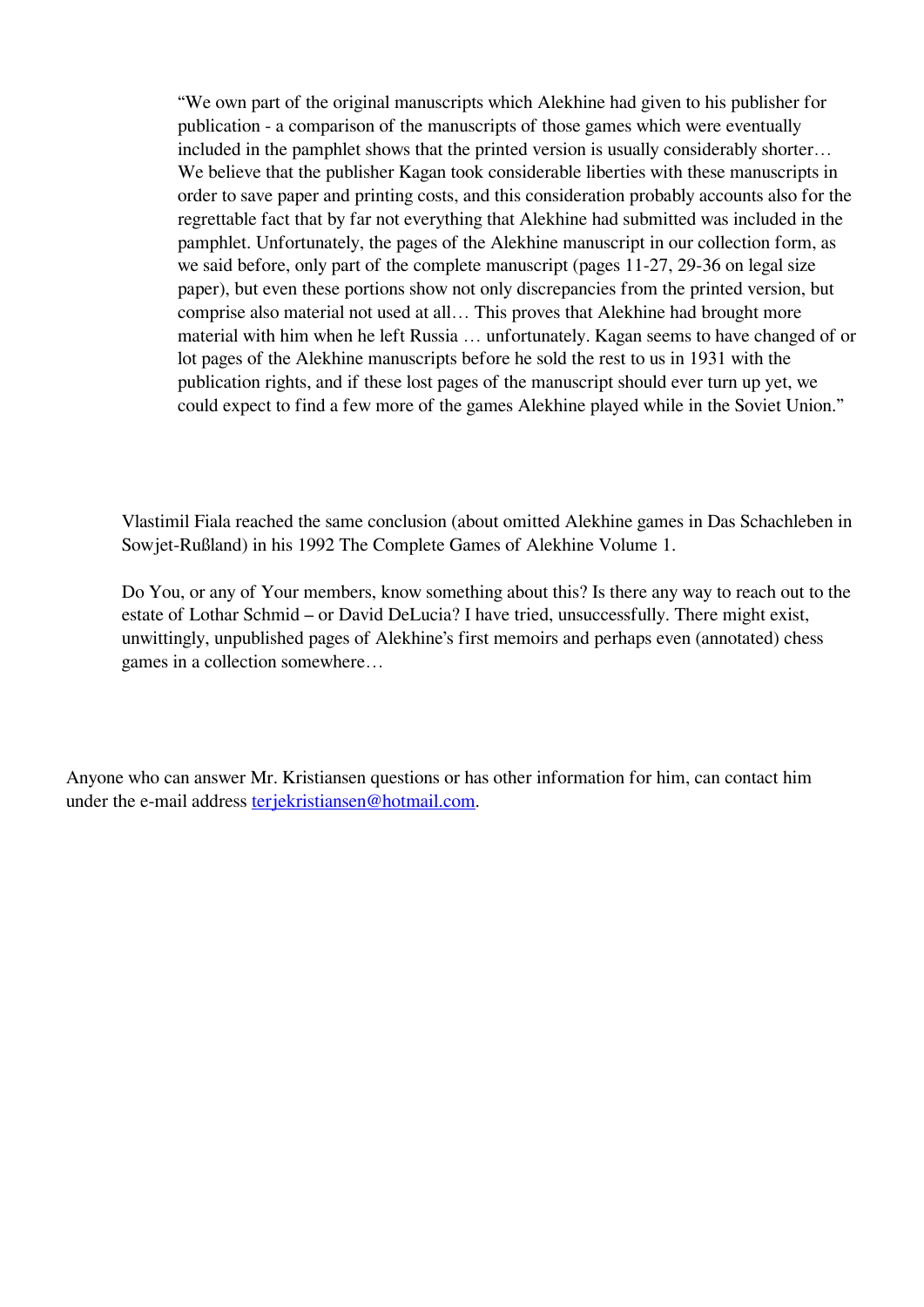> "We own part of the original manuscripts which Alekhine had given to his publisher for publication - a comparison of the manuscripts of those games which were eventually included in the pamphlet shows that the printed version is usually considerably shorter… We believe that the publisher Kagan took considerable liberties with these manuscripts in order to save paper and printing costs, and this consideration probably accounts also for the regrettable fact that by far not everything that Alekhine had submitted was included in the pamphlet. Unfortunately, the pages of the Alekhine manuscript in our collection form, as we said before, only part of the complete manuscript (pages 11-27, 29-36 on legal size paper), but even these portions show not only discrepancies from the printed version, but comprise also material not used at all… This proves that Alekhine had brought more material with him when he left Russia … unfortunately. Kagan seems to have changed of or lot pages of the Alekhine manuscripts before he sold the rest to us in 1931 with the publication rights, and if these lost pages of the manuscript should ever turn up yet, we could expect to find a few more of the games Alekhine played while in the Soviet Union."

Vlastimil Fiala reached the same conclusion (about omitted Alekhine games in Das Schachleben in Sowjet-Rußland) in his 1992 The Complete Games of Alekhine Volume 1.

Do You, or any of Your members, know something about this? Is there any way to reach out to the estate of Lothar Schmid – or David DeLucia? I have tried, unsuccessfully. There might exist, unwittingly, unpublished pages of Alekhine's first memoirs and perhaps even (annotated) chess games in a collection somewhere…

Anyone who can answer Mr. Kristiansen questions or has other information for him, can contact him under the e-mail address terjekristiansen@hotmail.com.